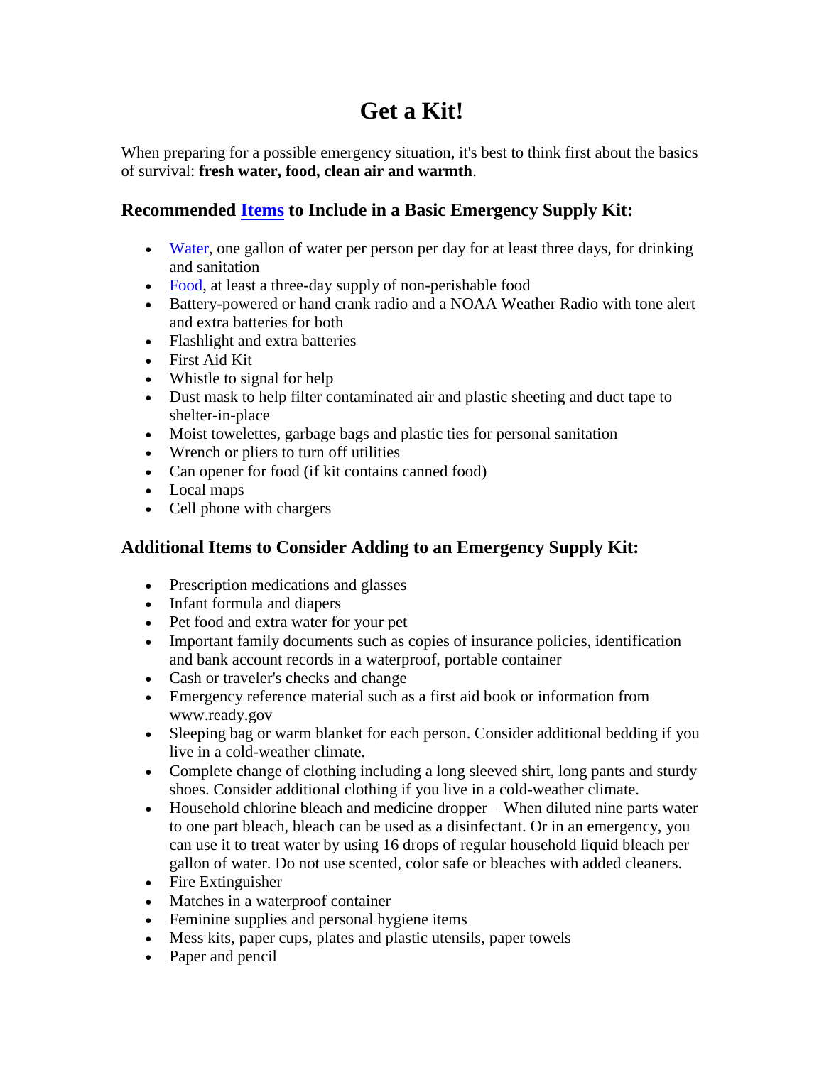# Get a Kit!

When preparing for a possible emergency situation, it's best to think first about the basics of survival: **fresh water, food, clean air and warmth**.

## Recommended Items to Include in a Basic Emergency Supply Kit:

- Water, one gallon of water per person per day for at least three days, for drinking and sanitation
- Food, at least a three-day supply of non-perishable food
- Battery-powered or hand crank radio and a NOAA Weather Radio with tone alert and extra batteries for both
- Flashlight and extra batteries
- First Aid Kit
- Whistle to signal for help
- Dust mask to help filter contaminated air and plastic sheeting and duct tape to shelter-in-place
- Moist towelettes, garbage bags and plastic ties for personal sanitation
- Wrench or pliers to turn off utilities
- Can opener for food (if kit contains canned food)
- Local maps
- Cell phone with chargers

## Additional Items to Consider Adding to an Emergency Supply Kit:

- Prescription medications and glasses
- Infant formula and diapers
- Pet food and extra water for your pet
- Important family documents such as copies of insurance policies, identification and bank account records in a waterproof, portable container
- Cash or traveler's checks and change
- Emergency reference material such as a first aid book or information from www.ready.gov
- Sleeping bag or warm blanket for each person. Consider additional bedding if you live in a cold-weather climate.
- Complete change of clothing including a long sleeved shirt, long pants and sturdy shoes. Consider additional clothing if you live in a cold-weather climate.
- Household chlorine bleach and medicine dropper – When diluted nine parts water to one part bleach, bleach can be used as a disinfectant. Or in an emergency, you can use it to treat water by using 16 drops of regular household liquid bleach per gallon of water. Do not use scented, color safe or bleaches with added cleaners.
- Fire Extinguisher
- Matches in a waterproof container
- Feminine supplies and personal hygiene items
- Mess kits, paper cups, plates and plastic utensils, paper towels
- Paper and pencil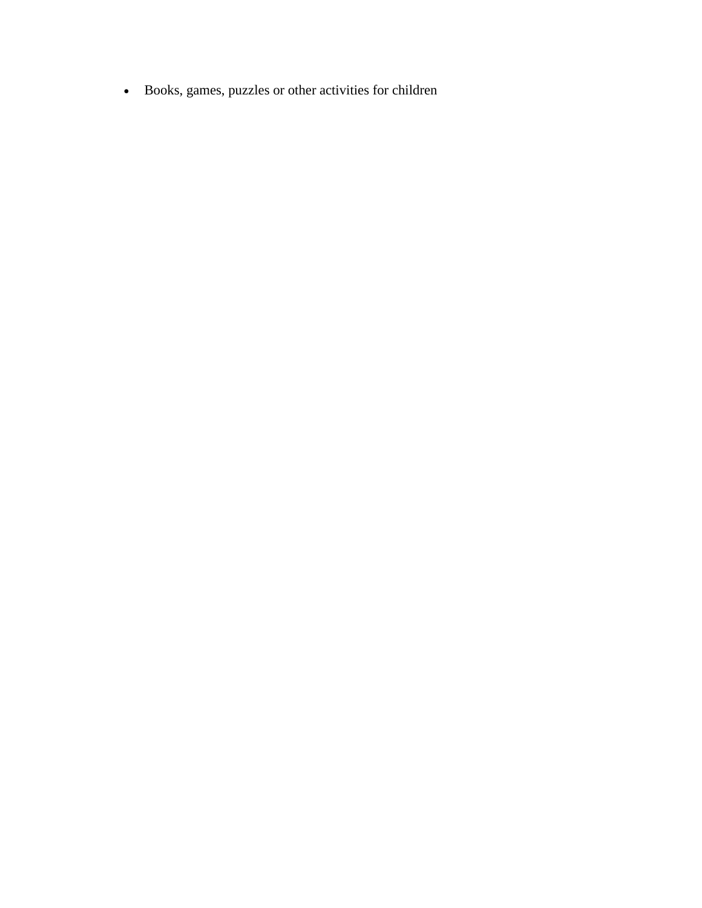- Books, games, puzzles or other activities for children